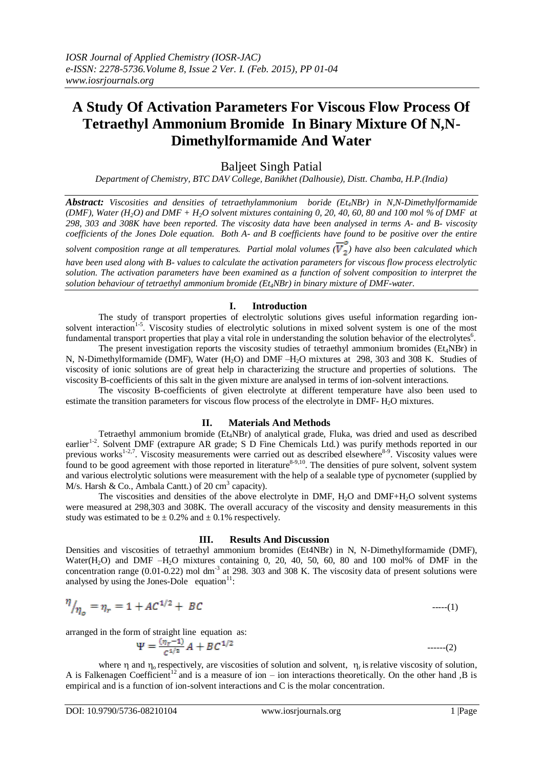# A Study Of Activation Parameters For Viscous Flow Process Of Tetraethyl Ammonium Bromide In Binary Mixture Of N,N-Dimethylformamide And Water

Baljeet Singh Patial

*Department of Chemistry, BTC DAV College, Banikhet (Dalhousie), Distt. Chamba, H.P.(India)*

***Abstract:*** *Viscosities and densities of tetraethylammonium boride ($Et_4NBr$) in N,N-Dimethylformamide (DMF), Water ($H_2O$) and DMF + $H_2O$ solvent mixtures containing 0, 20, 40, 60, 80 and 100 mol % of DMF at 298, 303 and 308K have been reported. The viscosity data have been analysed in terms A- and B- viscosity coefficients of the Jones Dole equation. Both A- and B coefficients have found to be positive over the entire solvent composition range at all temperatures. Partial molal volumes ($\overline{V_2^o}$) have also been calculated which have been used along with B- values to calculate the activation parameters for viscous flow process electrolytic solution. The activation parameters have been examined as a function of solvent composition to interpret the solution behaviour of tetraethyl ammonium bromide ($Et_4NBr$) in binary mixture of DMF-water.*

## I. Introduction

The study of transport properties of electrolytic solutions gives useful information regarding ion-solvent interaction[1-5]. Viscosity studies of electrolytic solutions in mixed solvent system is one of the most fundamental transport properties that play a vital role in understanding the solution behavior of the electrolytes[6].

The present investigation reports the viscosity studies of tetraethyl ammonium bromides ($Et_4NBr$) in N, N-Dimethylformamide (DMF), Water ($H_2O$) and DMF –$H_2O$ mixtures at 298, 303 and 308 K. Studies of viscosity of ionic solutions are of great help in characterizing the structure and properties of solutions. The viscosity B-coefficients of this salt in the given mixture are analysed in terms of ion-solvent interactions.

The viscosity B-coefficients of given electrolyte at different temperature have also been used to estimate the transition parameters for viscous flow process of the electrolyte in DMF- $H_2O$ mixtures.

## II. Materials And Methods

Tetraethyl ammonium bromide ($Et_4NBr$) of analytical grade, Fluka, was dried and used as described earlier[1-2]. Solvent DMF (extrapure AR grade; S D Fine Chemicals Ltd.) was purify methods reported in our previous works[1-2,7]. Viscosity measurements were carried out as described elsewhere[8-9]. Viscosity values were found to be good agreement with those reported in literature[8-9,10]. The densities of pure solvent, solvent system and various electrolytic solutions were measurement with the help of a sealable type of pycnometer (supplied by M/s. Harsh & Co., Ambala Cantt.) of 20 $cm^3$ capacity).

The viscosities and densities of the above electrolyte in DMF, $H_2O$ and DMF+$H_2O$ solvent systems were measured at 298,303 and 308K. The overall accuracy of the viscosity and density measurements in this study was estimated to be ± 0.2% and ± 0.1% respectively.

## III. Results And Discussion

Densities and viscosities of tetraethyl ammonium bromides (Et4NBr) in N, N-Dimethylformamide (DMF), Water($H_2O$) and DMF –$H_2O$ mixtures containing 0, 20, 40, 50, 60, 80 and 100 mol% of DMF in the concentration range (0.01-0.22) mol $dm^{-3}$ at 298. 303 and 308 K. The viscosity data of present solutions were analysed by using the Jones-Dole equation[11]:

$$\eta/\eta_o = \eta_r = 1 + AC^{1/2} + BC \qquad \text{-----(1)}$$

arranged in the form of straight line equation as:

$$\Psi = \frac{(\eta_r - 1)}{C^{1/2}} A + BC^{1/2} \qquad \text{------(2)}$$

where $\eta$ and $\eta_o$ respectively, are viscosities of solution and solvent, $\eta_r$ is relative viscosity of solution, A is Falkenagen Coefficient[12] and is a measure of ion – ion interactions theoretically. On the other hand ,B is empirical and is a function of ion-solvent interactions and C is the molar concentration.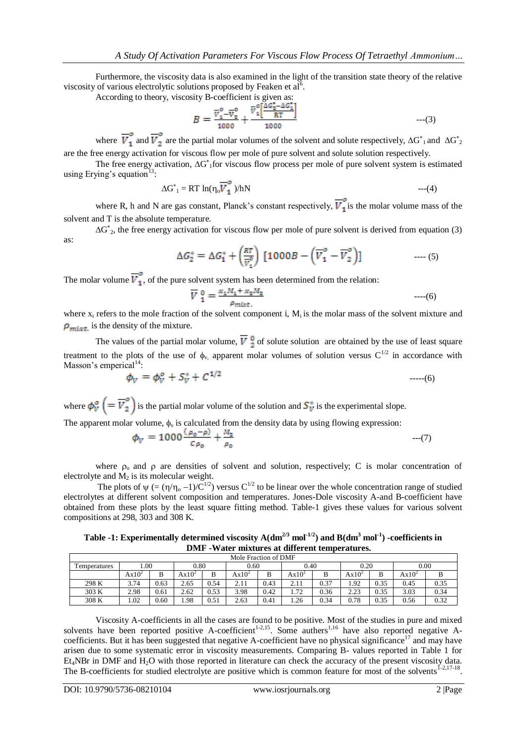Furthermore, the viscosity data is also examined in the light of the transition state theory of the relative viscosity of various electrolytic solutions proposed by Feaken et al[6].

According to theory, viscosity B-coefficient is given as:

$$B = \frac{\overline{V}_1^o - \overline{V}_2^o}{1000} + \frac{\overline{V}_1^o\left[\frac{\Delta G_2^* - \Delta G_1^*}{RT}\right]}{1000} \qquad \text{---(3)}$$

where $\overline{V}_1^o$ and $\overline{V}_2^o$ are the partial molar volumes of the solvent and solute respectively, $\Delta G^*_1$ and $\Delta G^*_2$ are the free energy activation for viscous flow per mole of pure solvent and solute solution respectively.

The free energy activation, $\Delta G^*_1$ for viscous flow process per mole of pure solvent system is estimated using Erying's equation[13]:

$$\Delta G^*_1 = RT \ln(\eta_o \overline{V}_1^o)/hN \qquad \text{---(4)}$$

where R, h and N are gas constant, Planck's constant respectively, $\overline{V}_1^o$ is the molar volume mass of the solvent and T is the absolute temperature.

$\Delta G^*_2$, the free energy activation for viscous flow per mole of pure solvent is derived from equation (3) as:

$$\Delta G_2^o = \Delta G_1^o + \left(\frac{RT}{\overline{V}_1^o}\right)\left[1000B - \left(\overline{V}_1^o - \overline{V}_2^o\right)\right] \qquad \text{---- (5)}$$

The molar volume $\overline{V}_1^o$, of the pure solvent system has been determined from the relation:

$$\overline{V}\,_1^o = \frac{x_1 M_1 + x_2 M_2}{\rho_{mixt.}} \qquad \text{----(6)}$$

where $x_i$ refers to the mole fraction of the solvent component i, $M_i$ is the molar mass of the solvent mixture and $\rho_{mixt.}$ is the density of the mixture.

The values of the partial molar volume, $\overline{V}\,_2^o$ of solute solution are obtained by the use of least square treatment to the plots of the use of $\phi_v$ apparent molar volumes of solution versus $C^{1/2}$ in accordance with Masson's emperical[14]:

$$\phi_V = \phi_V^o + S_V^* + C^{1/2} \qquad \text{-----(6)}$$

where $\phi_V^o \left(= \overline{V}_2^o\right)$ is the partial molar volume of the solution and $S_V^*$ is the experimental slope.

The apparent molar volume, $\phi_v$ is calculated from the density data by using flowing expression:

$$\phi_V = 1000\frac{(\rho_o - \rho)}{C\rho_o} + \frac{M_2}{\rho_o} \qquad \text{---(7)}$$

where $\rho_o$ and $\rho$ are densities of solvent and solution, respectively; C is molar concentration of electrolyte and $M_2$ is its molecular weight.

The plots of $\psi$ ($= (\eta/\eta_o - 1)/C^{1/2}$) versus $C^{1/2}$ to be linear over the whole concentration range of studied electrolytes at different solvent composition and temperatures. Jones-Dole viscosity A-and B-coefficient have obtained from these plots by the least square fitting method. Table-1 gives these values for various solvent compositions at 298, 303 and 308 K.

**Table -1: Experimentally determined viscosity A($dm^{2/3}$ $mol^{-1/2}$) and B($dm^3$ $mol^{-1}$) -coefficients in DMF -Water mixtures at different temperatures.**

| | Mole Fraction of DMF | | | | | | | | | | | |
|---|---|---|---|---|---|---|---|---|---|---|---|---|
| Temperatures | 1.00 | | 0.80 | | 0.60 | | 0.40 | | 0.20 | | 0.00 | |
| | $Ax10^2$ | B | $Ax10^2$ | B | $Ax10^2$ | B | $Ax10^2$ | B | $Ax10^2$ | B | $Ax10^2$ | B |
| 298 K | 3.74 | 0.63 | 2.65 | 0.54 | 2.11 | 0.43 | 2.11 | 0.37 | 1.92 | 0.35 | 0.45 | 0.35 |
| 303 K | 2.98 | 0.61 | 2.62 | 0.53 | 3.98 | 0.42 | 1.72 | 0.36 | 2.23 | 0.35 | 3.03 | 0.34 |
| 308 K | 1.02 | 0.60 | 1.98 | 0.51 | 2.63 | 0.41 | 1.26 | 0.34 | 0.78 | 0.35 | 0.56 | 0.32 |

Viscosity A-coefficients in all the cases are found to be positive. Most of the studies in pure and mixed solvents have been reported positive A-coefficient[1-2,15]. Some authers[1,16] have also reported negative A-coefficients. But it has been suggested that negative A-coefficient have no physical significance[17] and may have arisen due to some systematic error in viscosity measurements. Comparing B- values reported in Table 1 for $Et_4NBr$ in DMF and $H_2O$ with those reported in literature can check the accuracy of the present viscosity data. The B-coefficients for studied electrolyte are positive which is common feature for most of the solvents[1-2,17-18].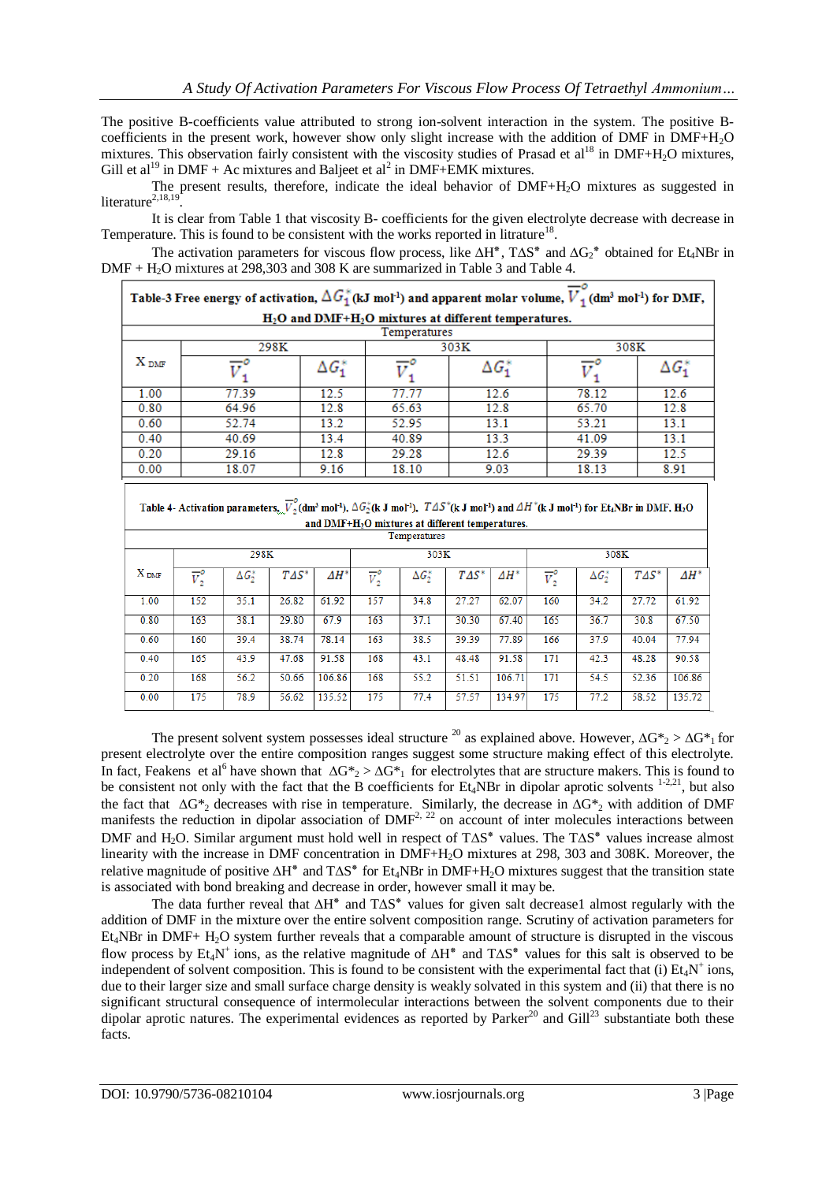The positive B-coefficients value attributed to strong ion-solvent interaction in the system. The positive B-coefficients in the present work, however show only slight increase with the addition of DMF in DMF+$H_2O$ mixtures. This observation fairly consistent with the viscosity studies of Prasad et al[18] in DMF+$H_2O$ mixtures, Gill et al[19] in DMF + Ac mixtures and Baljeet et al[2] in DMF+EMK mixtures.

The present results, therefore, indicate the ideal behavior of DMF+$H_2O$ mixtures as suggested in literature[2,18,19].

It is clear from Table 1 that viscosity B- coefficients for the given electrolyte decrease with decrease in Temperature. This is found to be consistent with the works reported in litrature[18].

The activation parameters for viscous flow process, like $\Delta H^*$, $T\Delta S^*$ and $\Delta G_2^*$ obtained for $Et_4NBr$ in DMF + $H_2O$ mixtures at 298,303 and 308 K are summarized in Table 3 and Table 4.

**Table-3 Free energy of activation, $\Delta G_1^*$ (kJ mol$^{-1}$) and apparent molar volume, $\overline{V}_1^o$ (dm$^3$ mol$^{-1}$) for DMF, $H_2O$ and DMF+$H_2O$ mixtures at different temperatures.**

| $X_{DMF}$ | Temperatures | | | | | |
|---|---|---|---|---|---|---|
| | 298K | | 303K | | 308K | |
| | $\overline{V}_1^o$ | $\Delta G_1^*$ | $\overline{V}_1^o$ | $\Delta G_1^*$ | $\overline{V}_1^o$ | $\Delta G_1^*$ |
| 1.00 | 77.39 | 12.5 | 77.77 | 12.6 | 78.12 | 12.6 |
| 0.80 | 64.96 | 12.8 | 65.63 | 12.8 | 65.70 | 12.8 |
| 0.60 | 52.74 | 13.2 | 52.95 | 13.1 | 53.21 | 13.1 |
| 0.40 | 40.69 | 13.4 | 40.89 | 13.3 | 41.09 | 13.1 |
| 0.20 | 29.16 | 12.8 | 29.28 | 12.6 | 29.39 | 12.5 |
| 0.00 | 18.07 | 9.16 | 18.10 | 9.03 | 18.13 | 8.91 |

**Table 4- Activation parameters, $\overline{V}_2^o$ (dm$^3$ mol$^{-1}$), $\Delta G_2^*$ (k J mol$^{-1}$), $T\Delta S^*$ (k J mol$^{-1}$) and $\Delta H^*$ (k J mol$^{-1}$) for $Et_4NBr$ in DMF, $H_2O$ and DMF+$H_2O$ mixtures at different temperatures.**

| $X_{DMF}$ | Temperatures | | | | | | | | | | | |
|---|---|---|---|---|---|---|---|---|---|---|---|---|
| | 298K | | | | 303K | | | | 308K | | | |
| | $\overline{V}_2^o$ | $\Delta G_2^*$ | $T\Delta S^*$ | $\Delta H^*$ | $\overline{V}_2^o$ | $\Delta G_2^*$ | $T\Delta S^*$ | $\Delta H^*$ | $\overline{V}_2^o$ | $\Delta G_2^*$ | $T\Delta S^*$ | $\Delta H^*$ |
| 1.00 | 152 | 35.1 | 26.82 | 61.92 | 157 | 34.8 | 27.27 | 62.07 | 160 | 34.2 | 27.72 | 61.92 |
| 0.80 | 163 | 38.1 | 29.80 | 67.9 | 163 | 37.1 | 30.30 | 67.40 | 165 | 36.7 | 30.8 | 67.50 |
| 0.60 | 160 | 39.4 | 38.74 | 78.14 | 163 | 38.5 | 39.39 | 77.89 | 166 | 37.9 | 40.04 | 77.94 |
| 0.40 | 165 | 43.9 | 47.68 | 91.58 | 168 | 43.1 | 48.48 | 91.58 | 171 | 42.3 | 48.28 | 90.58 |
| 0.20 | 168 | 56.2 | 50.66 | 106.86 | 168 | 55.2 | 51.51 | 106.71 | 171 | 54.5 | 52.36 | 106.86 |
| 0.00 | 175 | 78.9 | 56.62 | 135.52 | 175 | 77.4 | 57.57 | 134.97 | 175 | 77.2 | 58.52 | 135.72 |

The present solvent system possesses ideal structure [20] as explained above. However, $\Delta G^*_2 > \Delta G^*_1$ for present electrolyte over the entire composition ranges suggest some structure making effect of this electrolyte. In fact, Feakens et al[6] have shown that $\Delta G^*_2 > \Delta G^*_1$ for electrolytes that are structure makers. This is found to be consistent not only with the fact that the B coefficients for $Et_4NBr$ in dipolar aprotic solvents [1-2,21], but also the fact that $\Delta G^*_2$ decreases with rise in temperature. Similarly, the decrease in $\Delta G^*_2$ with addition of DMF manifests the reduction in dipolar association of DMF[2, 22] on account of inter molecules interactions between DMF and $H_2O$. Similar argument must hold well in respect of $T\Delta S^*$ values. The $T\Delta S^*$ values increase almost linearity with the increase in DMF concentration in DMF+$H_2O$ mixtures at 298, 303 and 308K. Moreover, the relative magnitude of positive $\Delta H^*$ and $T\Delta S^*$ for $Et_4NBr$ in DMF+$H_2O$ mixtures suggest that the transition state is associated with bond breaking and decrease in order, however small it may be.

The data further reveal that $\Delta H^*$ and $T\Delta S^*$ values for given salt decrease1 almost regularly with the addition of DMF in the mixture over the entire solvent composition range. Scrutiny of activation parameters for $Et_4NBr$ in DMF+ $H_2O$ system further reveals that a comparable amount of structure is disrupted in the viscous flow process by $Et_4N^+$ ions, as the relative magnitude of $\Delta H^*$ and $T\Delta S^*$ values for this salt is observed to be independent of solvent composition. This is found to be consistent with the experimental fact that (i) $Et_4N^+$ ions, due to their larger size and small surface charge density is weakly solvated in this system and (ii) that there is no significant structural consequence of intermolecular interactions between the solvent components due to their dipolar aprotic natures. The experimental evidences as reported by Parker[20] and Gill[23] substantiate both these facts.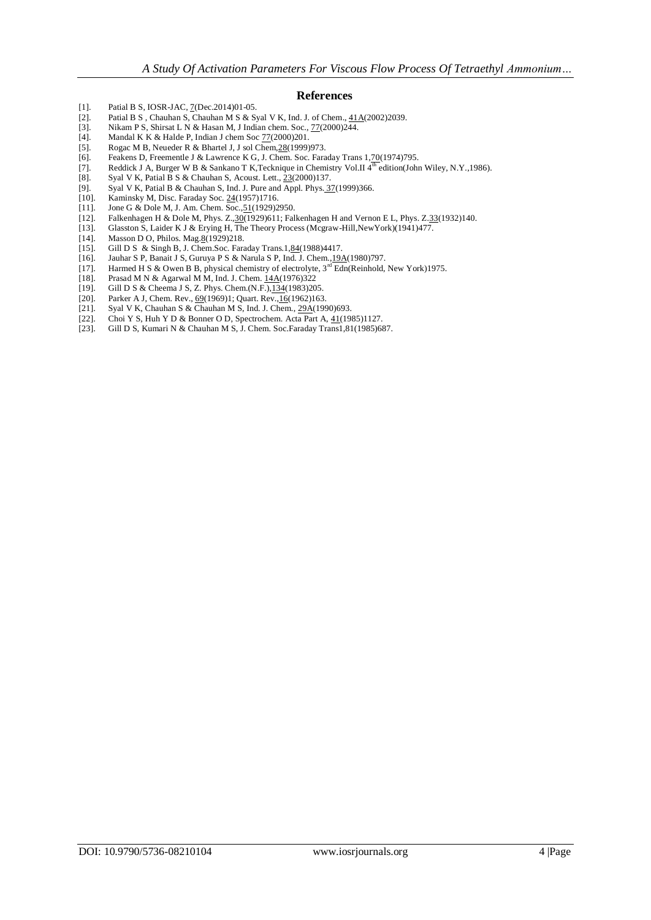## References

[1]. Patial B S, IOSR-JAC, 7(Dec.2014)01-05.
[2]. Patial B S , Chauhan S, Chauhan M S & Syal V K, Ind. J. of Chem., 41A(2002)2039.
[3]. Nikam P S, Shirsat L N & Hasan M, J Indian chem. Soc., 77(2000)244.
[4]. Mandal K K & Halde P, Indian J chem Soc 77(2000)201.
[5]. Rogac M B, Neueder R & Bhartel J, J sol Chem,28(1999)973.
[6]. Feakens D, Freementle J & Lawrence K G, J. Chem. Soc. Faraday Trans 1,70(1974)795.
[7]. Reddick J A, Burger W B & Sankano T K,Tecknique in Chemistry Vol.II 4th edition(John Wiley, N.Y.,1986).
[8]. Syal V K, Patial B S & Chauhan S, Acoust. Lett., 23(2000)137.
[9]. Syal V K, Patial B & Chauhan S, Ind. J. Pure and Appl. Phys. 37(1999)366.
[10]. Kaminsky M, Disc. Faraday Soc. 24(1957)1716.
[11]. Jone G & Dole M, J. Am. Chem. Soc.,51(1929)2950.
[12]. Falkenhagen H & Dole M, Phys. Z.,30(1929)611; Falkenhagen H and Vernon E L, Phys. Z.33(1932)140.
[13]. Glasston S, Laider K J & Erying H, The Theory Process (Mcgraw-Hill,NewYork)(1941)477.
[14]. Masson D O, Philos. Mag.8(1929)218.
[15]. Gill D S & Singh B, J. Chem.Soc. Faraday Trans.1,84(1988)4417.
[16]. Jauhar S P, Banait J S, Guruya P S & Narula S P, Ind. J. Chem.,19A(1980)797.
[17]. Harmed H S & Owen B B, physical chemistry of electrolyte, 3rd Edn(Reinhold, New York)1975.
[18]. Prasad M N & Agarwal M M, Ind. J. Chem. 14A(1976)322
[19]. Gill D S & Cheema J S, Z. Phys. Chem.(N.F.),134(1983)205.
[20]. Parker A J, Chem. Rev., 69(1969)1; Quart. Rev.,16(1962)163.
[21]. Syal V K, Chauhan S & Chauhan M S, Ind. J. Chem., 29A(1990)693.
[22]. Choi Y S, Huh Y D & Bonner O D, Spectrochem. Acta Part A, 41(1985)1127.
[23]. Gill D S, Kumari N & Chauhan M S, J. Chem. Soc.Faraday Trans1,81(1985)687.